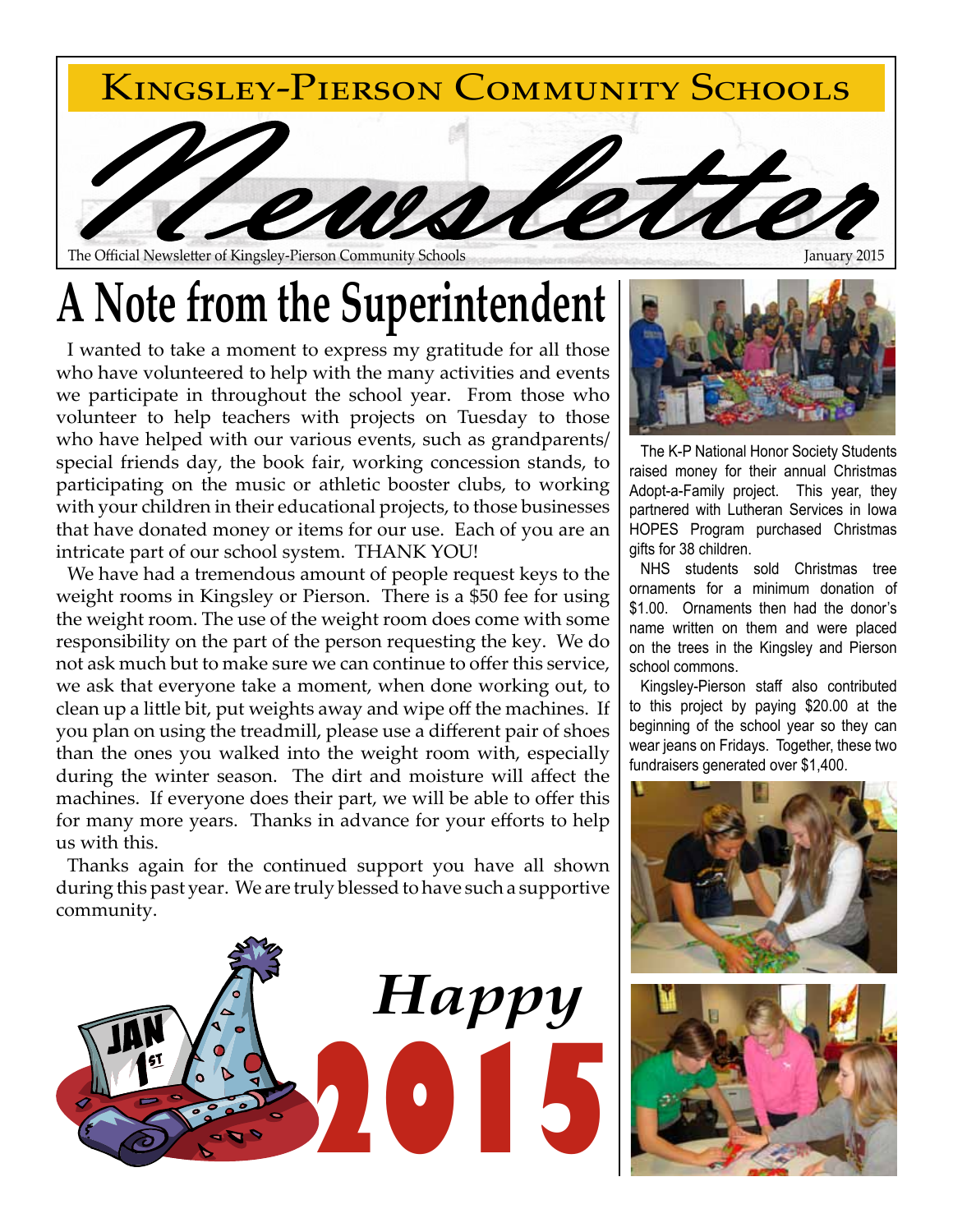# Kingsley-Pierson Community Schools

# Newsletter

The Official Newsletter of Kingsley-Pierson Community Schools

January 2015

## A Note from the Superintendent

I wanted to take a moment to express my gratitude for all those who have volunteered to help with the many activities and events we participate in throughout the school year. From those who volunteer to help teachers with projects on Tuesday to those who have helped with our various events, such as grandparents/ special friends day, the book fair, working concession stands, to participating on the music or athletic booster clubs, to working with your children in their educational projects, to those businesses that have donated money or items for our use. Each of you are an intricate part of our school system. THANK YOU!

We have had a tremendous amount of people request keys to the weight rooms in Kingsley or Pierson. There is a $50 fee for using the weight room. The use of the weight room does come with some responsibility on the part of the person requesting the key. We do not ask much but to make sure we can continue to offer this service, we ask that everyone take a moment, when done working out, to clean up a little bit, put weights away and wipe off the machines. If you plan on using the treadmill, please use a different pair of shoes than the ones you walked into the weight room with, especially during the winter season. The dirt and moisture will affect the machines. If everyone does their part, we will be able to offer this for many more years. Thanks in advance for your efforts to help us with this.

Thanks again for the continued support you have all shown during this past year. We are truly blessed to have such a supportive community.

*Happy* **2015**

The K-P National Honor Society Students raised money for their annual Christmas Adopt-a-Family project. This year, they partnered with Lutheran Services in Iowa HOPES Program purchased Christmas gifts for 38 children.

NHS students sold Christmas tree ornaments for a minimum donation of $1.00. Ornaments then had the donor's name written on them and were placed on the trees in the Kingsley and Pierson school commons.

Kingsley-Pierson staff also contributed to this project by paying $20.00 at the beginning of the school year so they can wear jeans on Fridays. Together, these two fundraisers generated over $1,400.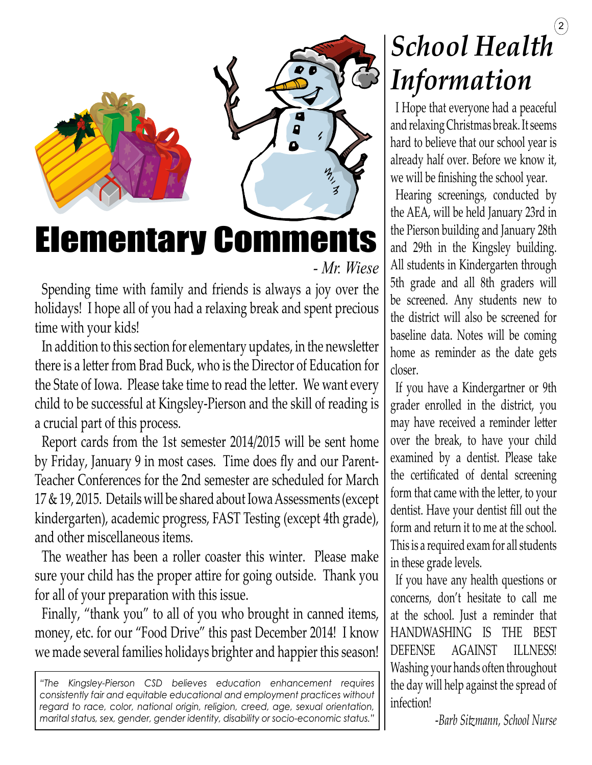# Elementary Comments

*- Mr. Wiese*

Spending time with family and friends is always a joy over the holidays! I hope all of you had a relaxing break and spent precious time with your kids!

In addition to this section for elementary updates, in the newsletter there is a letter from Brad Buck, who is the Director of Education for the State of Iowa. Please take time to read the letter. We want every child to be successful at Kingsley-Pierson and the skill of reading is a crucial part of this process.

Report cards from the 1st semester 2014/2015 will be sent home by Friday, January 9 in most cases. Time does fly and our Parent-Teacher Conferences for the 2nd semester are scheduled for March 17 & 19, 2015. Details will be shared about Iowa Assessments (except kindergarten), academic progress, FAST Testing (except 4th grade), and other miscellaneous items.

The weather has been a roller coaster this winter. Please make sure your child has the proper attire for going outside. Thank you for all of your preparation with this issue.

Finally, "thank you" to all of you who brought in canned items, money, etc. for our "Food Drive" this past December 2014! I know we made several families holidays brighter and happier this season!

*"The Kingsley-Pierson CSD believes education enhancement requires consistently fair and equitable educational and employment practices without regard to race, color, national origin, religion, creed, age, sexual orientation, marital status, sex, gender, gender identity, disability or socio-economic status."*

# *School Health Information*

I Hope that everyone had a peaceful and relaxing Christmas break. It seems hard to believe that our school year is already half over. Before we know it, we will be finishing the school year.

Hearing screenings, conducted by the AEA, will be held January 23rd in the Pierson building and January 28th and 29th in the Kingsley building. All students in Kindergarten through 5th grade and all 8th graders will be screened. Any students new to the district will also be screened for baseline data. Notes will be coming home as reminder as the date gets closer.

If you have a Kindergartner or 9th grader enrolled in the district, you may have received a reminder letter over the break, to have your child examined by a dentist. Please take the certificated of dental screening form that came with the letter, to your dentist. Have your dentist fill out the form and return it to me at the school. This is a required exam for all students in these grade levels.

If you have any health questions or concerns, don't hesitate to call me at the school. Just a reminder that HANDWASHING IS THE BEST DEFENSE AGAINST ILLNESS! Washing your hands often throughout the day will help against the spread of infection!

*-Barb Sitzmann, School Nurse*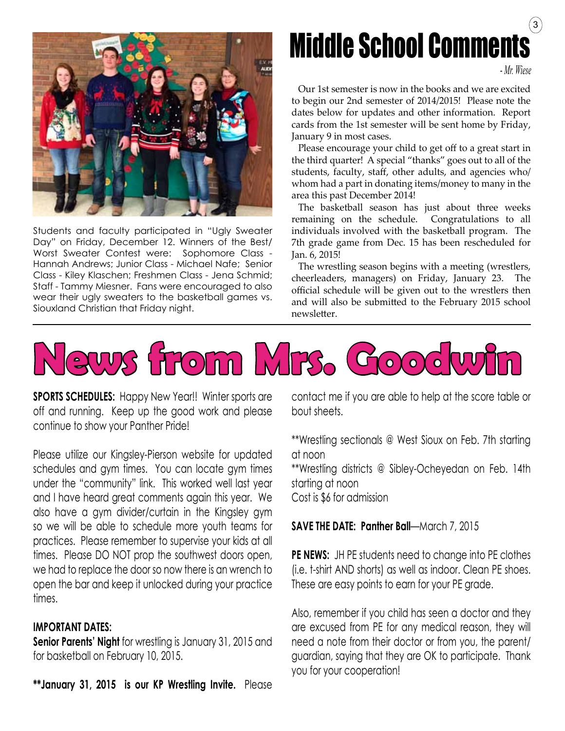Students and faculty participated in "Ugly Sweater Day" on Friday, December 12. Winners of the Best/ Worst Sweater Contest were: Sophomore Class - Hannah Andrews; Junior Class - Michael Nafe; Senior Class - Kiley Klaschen; Freshmen Class - Jena Schmid; Staff - Tammy Miesner. Fans were encouraged to also wear their ugly sweaters to the basketball games vs. Siouxland Christian that Friday night.

# Middle School Comments

*- Mr. Wiese*

Our 1st semester is now in the books and we are excited to begin our 2nd semester of 2014/2015! Please note the dates below for updates and other information. Report cards from the 1st semester will be sent home by Friday, January 9 in most cases.

Please encourage your child to get off to a great start in the third quarter! A special "thanks" goes out to all of the students, faculty, staff, other adults, and agencies who/ whom had a part in donating items/money to many in the area this past December 2014!

The basketball season has just about three weeks remaining on the schedule. Congratulations to all individuals involved with the basketball program. The 7th grade game from Dec. 15 has been rescheduled for Jan. 6, 2015!

The wrestling season begins with a meeting (wrestlers, cheerleaders, managers) on Friday, January 23. The official schedule will be given out to the wrestlers then and will also be submitted to the February 2015 school newsletter.

# News from Mrs. Goodwin

**SPORTS SCHEDULES:** Happy New Year!! Winter sports are off and running. Keep up the good work and please continue to show your Panther Pride!

Please utilize our Kingsley-Pierson website for updated schedules and gym times. You can locate gym times under the "community" link. This worked well last year and I have heard great comments again this year. We also have a gym divider/curtain in the Kingsley gym so we will be able to schedule more youth teams for practices. Please remember to supervise your kids at all times. Please DO NOT prop the southwest doors open, we had to replace the door so now there is an wrench to open the bar and keep it unlocked during your practice times.

**IMPORTANT DATES:**

**Senior Parents' Night** for wrestling is January 31, 2015 and for basketball on February 10, 2015.

**\*\*January 31, 2015 is our KP Wrestling Invite.** Please contact me if you are able to help at the score table or bout sheets.

\*\*Wrestling sectionals @ West Sioux on Feb. 7th starting at noon
\*\*Wrestling districts @ Sibley-Ocheyedan on Feb. 14th starting at noon
Cost is $6 for admission

**SAVE THE DATE: Panther Ball**—March 7, 2015

**PE NEWS:** JH PE students need to change into PE clothes (i.e. t-shirt AND shorts) as well as indoor. Clean PE shoes. These are easy points to earn for your PE grade.

Also, remember if you child has seen a doctor and they are excused from PE for any medical reason, they will need a note from their doctor or from you, the parent/ guardian, saying that they are OK to participate. Thank you for your cooperation!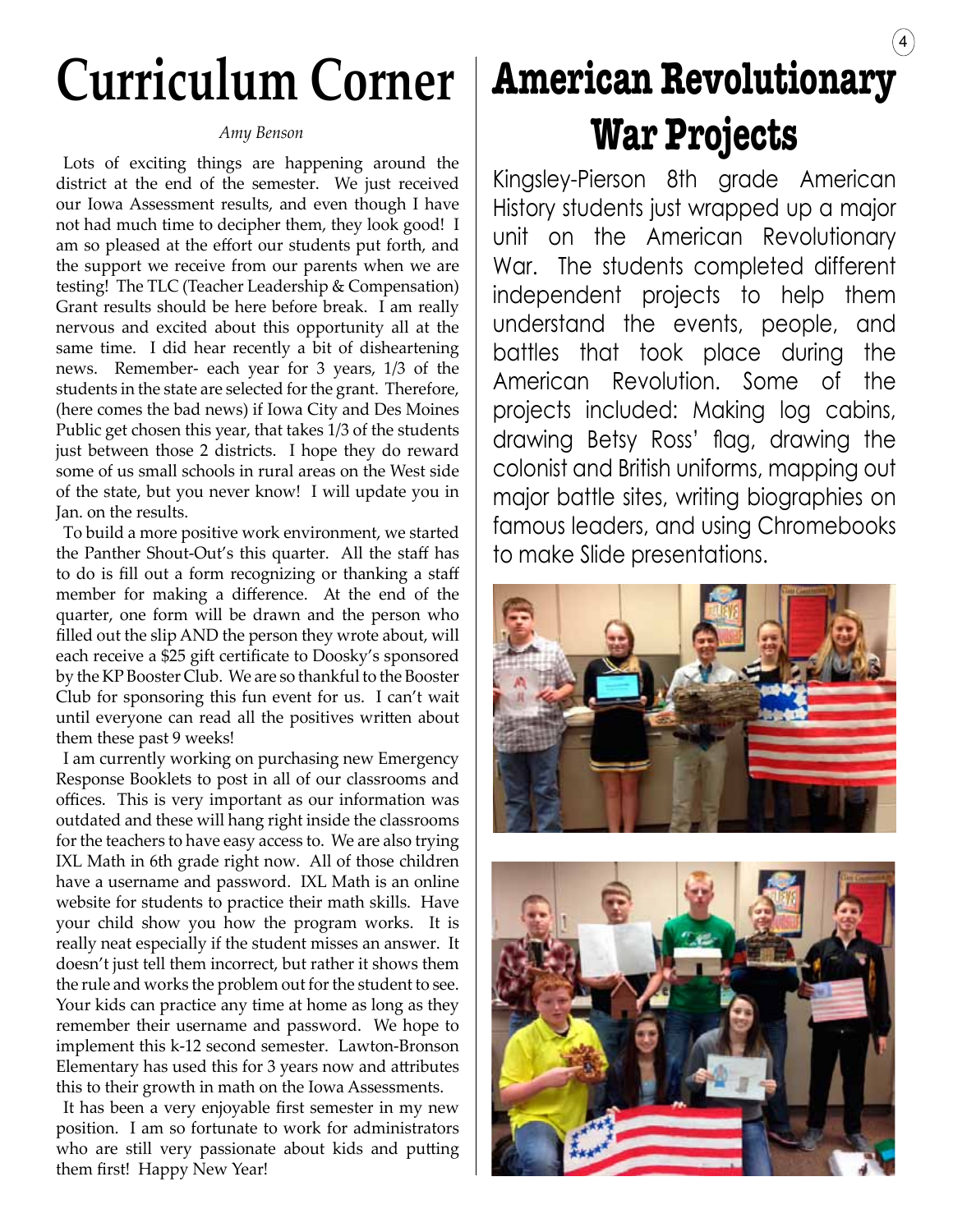# Curriculum Corner

*Amy Benson*

Lots of exciting things are happening around the district at the end of the semester. We just received our Iowa Assessment results, and even though I have not had much time to decipher them, they look good! I am so pleased at the effort our students put forth, and the support we receive from our parents when we are testing! The TLC (Teacher Leadership & Compensation) Grant results should be here before break. I am really nervous and excited about this opportunity all at the same time. I did hear recently a bit of disheartening news. Remember- each year for 3 years, 1/3 of the students in the state are selected for the grant. Therefore, (here comes the bad news) if Iowa City and Des Moines Public get chosen this year, that takes 1/3 of the students just between those 2 districts. I hope they do reward some of us small schools in rural areas on the West side of the state, but you never know! I will update you in Jan. on the results.

To build a more positive work environment, we started the Panther Shout-Out's this quarter. All the staff has to do is fill out a form recognizing or thanking a staff member for making a difference. At the end of the quarter, one form will be drawn and the person who filled out the slip AND the person they wrote about, will each receive a $25 gift certificate to Doosky's sponsored by the KP Booster Club. We are so thankful to the Booster Club for sponsoring this fun event for us. I can't wait until everyone can read all the positives written about them these past 9 weeks!

I am currently working on purchasing new Emergency Response Booklets to post in all of our classrooms and offices. This is very important as our information was outdated and these will hang right inside the classrooms for the teachers to have easy access to. We are also trying IXL Math in 6th grade right now. All of those children have a username and password. IXL Math is an online website for students to practice their math skills. Have your child show you how the program works. It is really neat especially if the student misses an answer. It doesn't just tell them incorrect, but rather it shows them the rule and works the problem out for the student to see. Your kids can practice any time at home as long as they remember their username and password. We hope to implement this k-12 second semester. Lawton-Bronson Elementary has used this for 3 years now and attributes this to their growth in math on the Iowa Assessments.

It has been a very enjoyable first semester in my new position. I am so fortunate to work for administrators who are still very passionate about kids and putting them first! Happy New Year!

# American Revolutionary War Projects

Kingsley-Pierson 8th grade American History students just wrapped up a major unit on the American Revolutionary War. The students completed different independent projects to help them understand the events, people, and battles that took place during the American Revolution. Some of the projects included: Making log cabins, drawing Betsy Ross' flag, drawing the colonist and British uniforms, mapping out major battle sites, writing biographies on famous leaders, and using Chromebooks to make Slide presentations.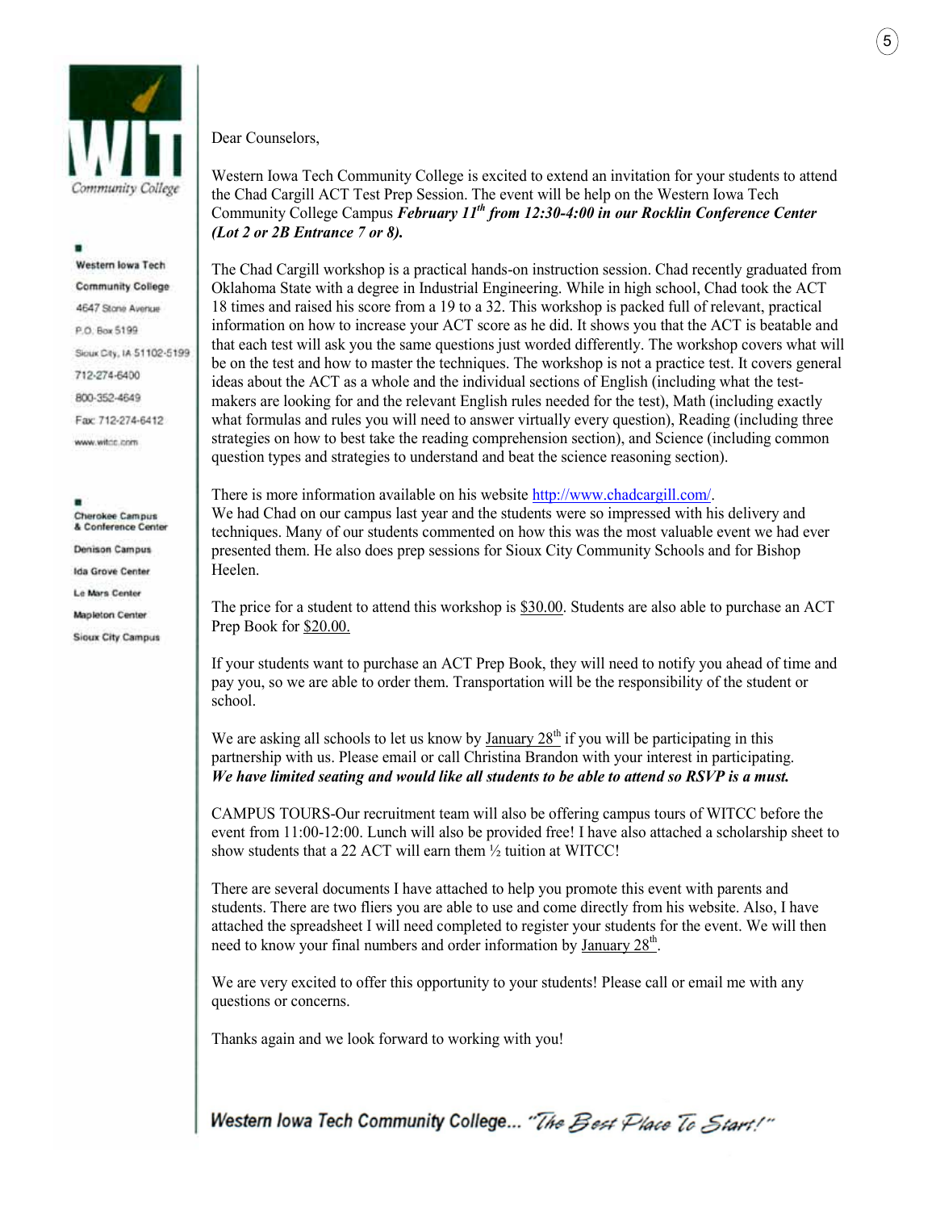WIT Community College

Western Iowa Tech Community College
4647 Stone Avenue
P.O. Box 5199
Sioux City, IA 51102-5199
712-274-6400
800-352-4649
Fax 712-274-6412
www.witcc.com

Cherokee Campus & Conference Center
Denison Campus
Ida Grove Center
Le Mars Center
Mapleton Center
Sioux City Campus

Dear Counselors,

Western Iowa Tech Community College is excited to extend an invitation for your students to attend the Chad Cargill ACT Test Prep Session. The event will be help on the Western Iowa Tech Community College Campus ***February 11th from 12:30-4:00 in our Rocklin Conference Center (Lot 2 or 2B Entrance 7 or 8).***

The Chad Cargill workshop is a practical hands-on instruction session. Chad recently graduated from Oklahoma State with a degree in Industrial Engineering. While in high school, Chad took the ACT 18 times and raised his score from a 19 to a 32. This workshop is packed full of relevant, practical information on how to increase your ACT score as he did. It shows you that the ACT is beatable and that each test will ask you the same questions just worded differently. The workshop covers what will be on the test and how to master the techniques. The workshop is not a practice test. It covers general ideas about the ACT as a whole and the individual sections of English (including what the test-makers are looking for and the relevant English rules needed for the test), Math (including exactly what formulas and rules you will need to answer virtually every question), Reading (including three strategies on how to best take the reading comprehension section), and Science (including common question types and strategies to understand and beat the science reasoning section).

There is more information available on his website http://www.chadcargill.com/.
We had Chad on our campus last year and the students were so impressed with his delivery and techniques. Many of our students commented on how this was the most valuable event we had ever presented them. He also does prep sessions for Sioux City Community Schools and for Bishop Heelen.

The price for a student to attend this workshop is $30.00. Students are also able to purchase an ACT Prep Book for $20.00.

If your students want to purchase an ACT Prep Book, they will need to notify you ahead of time and pay you, so we are able to order them. Transportation will be the responsibility of the student or school.

We are asking all schools to let us know by January 28th if you will be participating in this partnership with us. Please email or call Christina Brandon with your interest in participating. ***We have limited seating and would like all students to be able to attend so RSVP is a must.***

CAMPUS TOURS-Our recruitment team will also be offering campus tours of WITCC before the event from 11:00-12:00. Lunch will also be provided free! I have also attached a scholarship sheet to show students that a 22 ACT will earn them ½ tuition at WITCC!

There are several documents I have attached to help you promote this event with parents and students. There are two fliers you are able to use and come directly from his website. Also, I have attached the spreadsheet I will need completed to register your students for the event. We will then need to know your final numbers and order information by January 28th.

We are very excited to offer this opportunity to your students! Please call or email me with any questions or concerns.

Thanks again and we look forward to working with you!

*Western Iowa Tech Community College... "The Best Place To Start!"*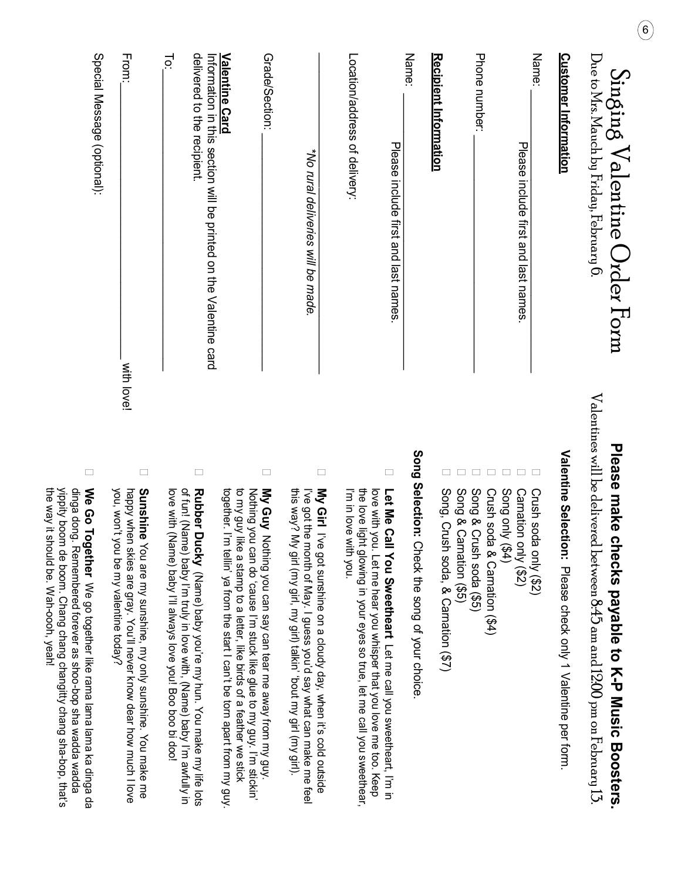# Singing Valentine Order Form

Due to Mrs. Mauch by Friday, February 6.

**Customer Information**

Name: ______________________________

Please include first and last names.

Phone number: ______________________________

**Recipient Information**

Name: ______________________________

Please include first and last names.

Location/address of delivery:

______________________________

*\*No rural deliveries will be made.*

Grade/Section: ______________________________

**Valentine Card**

Information in this section will be printed on the Valentine card delivered to the recipient.

To: ______________________________

From: ______________________________ with love!

Special Message (optional): ______________________________

## Please make checks payable to K-P Music Boosters.

Valentines will be delivered between 8:45 am and 12:00 pm on February 13.

**Valentine Selection:** Please check only 1 Valentine per form.

- ☐ Crush soda only ($2)
- ☐ Carnation only ($2)
- ☐ Song only ($4)
- ☐ Crush soda & Carnation ($4)
- ☐ Song & Crush soda ($5)
- ☐ Song & Carnation ($5)
- ☐ Song, Crush soda, & Carnation ($7)

**Song Selection:** Check the song of your choice.

- ☐ **Let Me Call You Sweetheart** Let me call you sweetheart, I'm in love with you. Let me hear you whisper that you love me too. Keep the love light glowing in your eyes so true, let me call you sweethear, I'm in love with you.
- ☐ **My Girl** I've got sunshine on a cloudy day, when it's cold outside I've got the month of May. I guess you'd say what can make me feel this way? My girl (my girl, my girl) talkin' 'bout my girl (my girl).
- ☐ **My Guy** Nothing you can say can tear me away from my guy. Nothing you can do 'cause I'm stuck like glue to my guy. I'm stickin' to my guy like a stamp to a letter, like birds of a feather we stick together. I'm tellin' ya from the start I can't be torn apart from my guy.
- ☐ **Rubber Ducky** (Name) baby you're my hun. You make my life lots of fun! (Name) baby I'm truly in love with, (Name) baby I'm awfully in love with (Name) baby I'll always love you! Boo boo bi doo!
- ☐ **Sunshine** You are my sunshine, my only sunshine. You make me happy when skies are gray. You'll never know dear how much I love you, won't you be my valentine today?
- ☐ **We Go Together** We go together like rama lama lama ka dinga da dinga dong. Remembered forever as shoo-bop sha wadda wadda yippity boom de boom. Chang chang changitty chang sha-bop, that's the way it should be. Wah-oooh, yeah!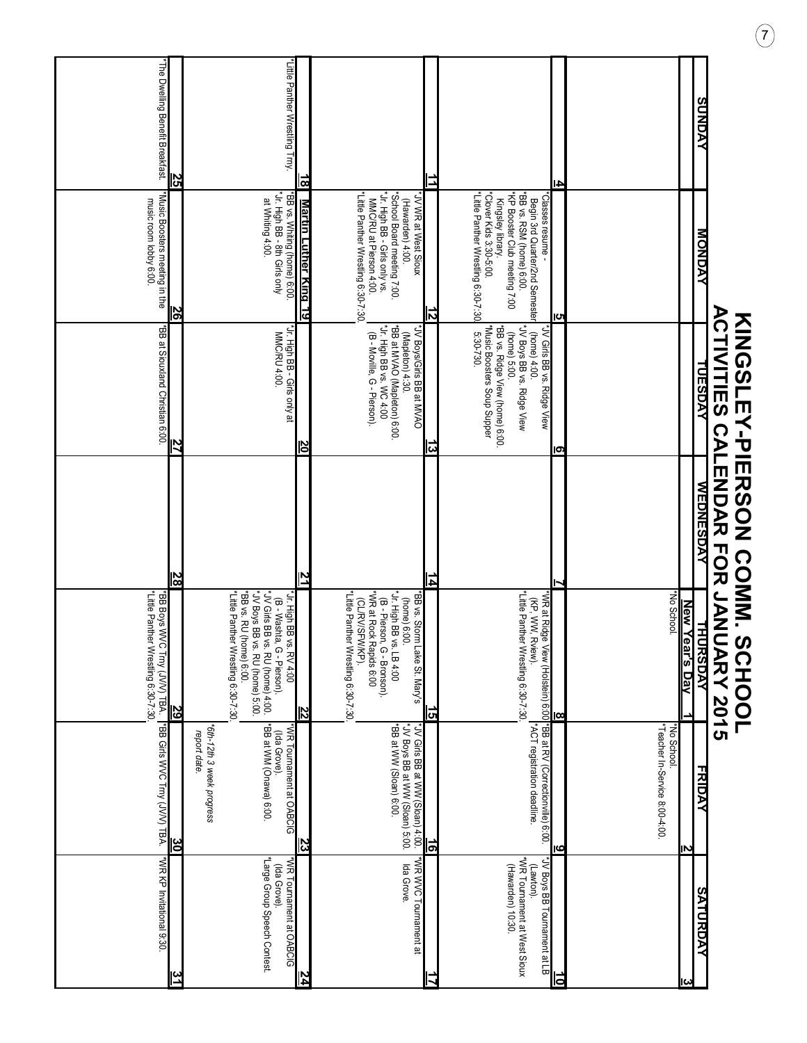# KINGSLEY-PIERSON COMM. SCHOOL
# ACTIVITIES CALENDAR FOR JANUARY 2015

| SUNDAY | MONDAY | TUESDAY | WEDNESDAY | THURSDAY | FRIDAY | SATURDAY |
|---|---|---|---|---|---|---|
| | | | | **1** New Year's Day<br>*No School. | **2**<br>*No School.<br>*Teacher In-Service 8:00-4:00. | **3** |
| **4** | **5**<br>*Classes resume - Begin 3rd Quarter/2nd Semester<br>*BB vs. RSM (home) 6:00.<br>*KP Booster Club meeting 7:00 Kingsley library.<br>*Clover Kids 3:30-5:00.<br>*Little Panther Wrestling 6:30-7:30. | **6**<br>*JV Girls BB vs. Ridge View (home) 4:00.<br>*JV Boys BB vs. Ridge View (home) 5:00.<br>*BB vs. Ridge View (home) 6:00.<br>*Music Boosters Soup Supper 5:30-730. | **7** | **8**<br>*WR at Ridge View (Holstein) 6:00 (KP, WW, Rview).<br>*Little Panther Wrestling 6:30-7:30. | **9**<br>*BB at RV (Correctionville) 6:00.<br>*ACT registration deadline. | **10**<br>*JV Boys BB Tournament at LB (Lawton).<br>*WR Tournament at West Sioux (Hawarden) 10:30. |
| **11** | **12**<br>*JV WR at West Sioux (Hawarden) 4:00.<br>*School Board meeting 7:00.<br>*Jr. High BB - Girls only vs. MMC/RU at Pierson 4:00.<br>*Little Panther Wrestling 6:30-7:30. | **13**<br>*JV Boys/Girls BB at MVAO (Mapleton) 4:30.<br>*BB at MVAO (Mapleton) 6:00.<br>*Jr. High BB vs. WC 4:00 (B - Moville, G - Pierson). | **14** | **15**<br>*BB vs. Storm Lake St. Mary's (home) 6:00.<br>*Jr. High BB vs. LB 4:00 (B - Pierson, G - Bronson).<br>*WR at Rock Rapids 6:00 (CL/RV/SFW/KP).<br>*Little Panther Wrestling 6:30-7:30. | **16**<br>*JV Girls BB at WW (Sloan) 4:00.<br>*JV Boys BB at WW (Sloan) 5:00.<br>*BB at WW (Sloan) 6:00. | **17**<br>*WR WVC Tournament at Ida Grove. |
| **18**<br>*Little Panther Wrestling Trny. | **19** Martin Luther King<br>*BB vs. Whiting (home) 6:00.<br>*Jr. High BB - 8th Girls only at Whiting 4:00. | **20**<br>*Jr. High BB - Girls only at MMC/RU 4:00. | **21** | **22**<br>*Jr. High BB vs. RV 4:00 (B - Washta, G - Pierson).<br>*JV Girls BB vs. RU (home) 4:00.<br>*JV Boys BB vs. RU (home) 5:00.<br>*BB vs. RU (home) 6:00.<br>*Little Panther Wrestling 6:30-7:30. | **23**<br>*WR Tournament at OABCIG (Ida Grove).<br>*BB at WM (Onawa) 6:00.<br>*6th-12th 3 week progress report date. | **24**<br>*WR Tournament at OABCIG (Ida Grove).<br>*Large Group Speech Contest. |
| **25**<br>*The Dwelling Benefit Breakfast. | **26**<br>*Music Boosters meeting in the music room lobby 6:00. | **27**<br>*BB at Siouxland Christian 6:00. | **28** | **29**<br>*BB Boys WVC Trny (JV/V) TBA.<br>*Little Panther Wrestling 6:30-7:30. | **30**<br>*BB Girls WVC Trny (JV/V) TBA. | **31**<br>*WR KP Invitational 9:30. |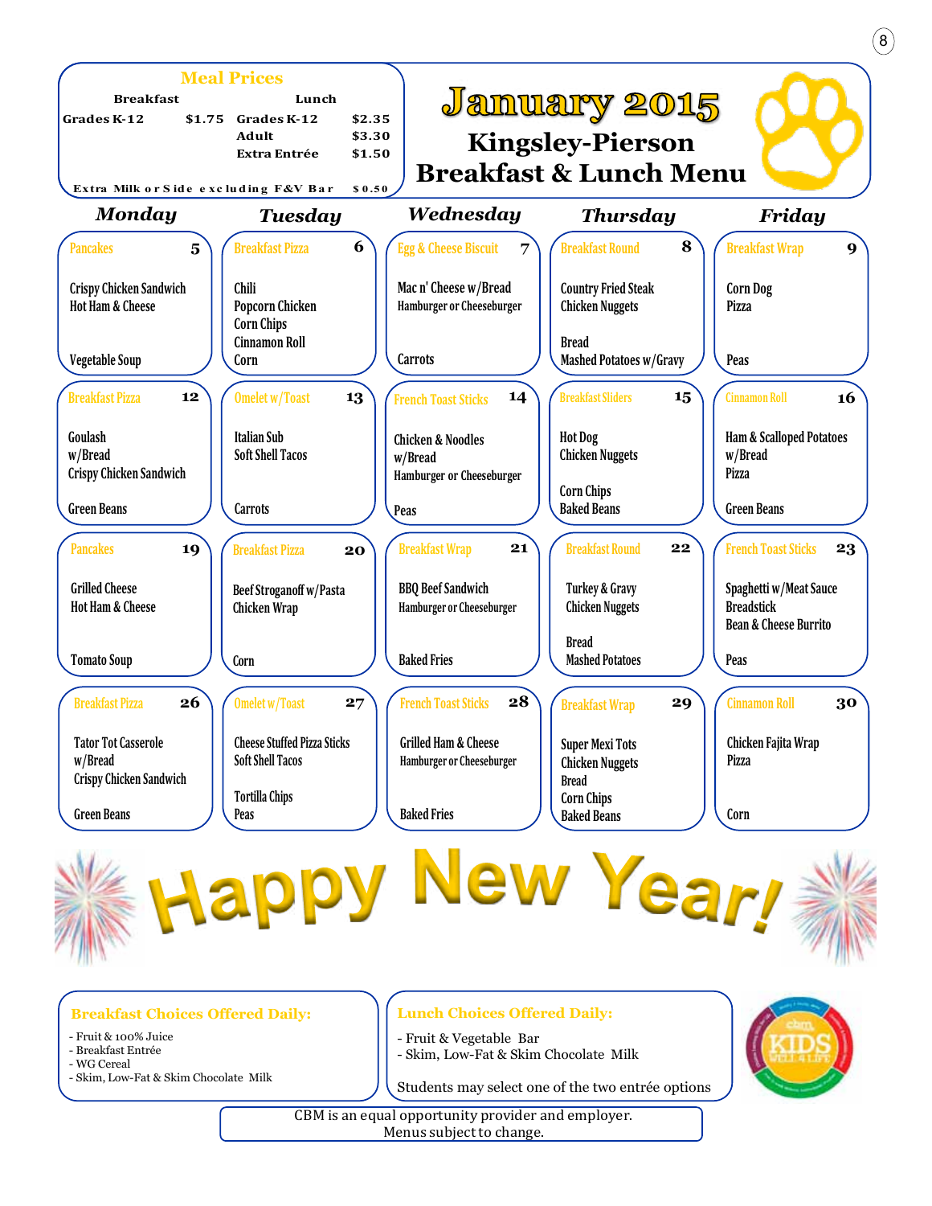## Meal Prices

| Breakfast | | Lunch | |
|---|---|---|---|
| Grades K-12 | $1.75 | Grades K-12 | $2.35 |
| | | Adult | $3.30 |
| | | Extra Entrée | $1.50 |

Extra Milk or Side excluding F&V Bar $0.50

# January 2015

## Kingsley-Pierson Breakfast & Lunch Menu

| Monday | Tuesday | Wednesday | Thursday | Friday |
|---|---|---|---|---|
| **5** Pancakes<br>Crispy Chicken Sandwich<br>Hot Ham & Cheese<br>Vegetable Soup | **6** Breakfast Pizza<br>Chili<br>Popcorn Chicken<br>Corn Chips<br>Cinnamon Roll<br>Corn | **7** Egg & Cheese Biscuit<br>Mac n' Cheese w/Bread<br>Hamburger or Cheeseburger<br>Carrots | **8** Breakfast Round<br>Country Fried Steak<br>Chicken Nuggets<br>Bread<br>Mashed Potatoes w/Gravy | **9** Breakfast Wrap<br>Corn Dog<br>Pizza<br>Peas |
| **12** Breakfast Pizza<br>Goulash<br>w/Bread<br>Crispy Chicken Sandwich<br>Green Beans | **13** Omelet w/Toast<br>Italian Sub<br>Soft Shell Tacos<br>Carrots | **14** French Toast Sticks<br>Chicken & Noodles<br>w/Bread<br>Hamburger or Cheeseburger<br>Peas | **15** Breakfast Sliders<br>Hot Dog<br>Chicken Nuggets<br>Corn Chips<br>Baked Beans | **16** Cinnamon Roll<br>Ham & Scalloped Potatoes<br>w/Bread<br>Pizza<br>Green Beans |
| **19** Pancakes<br>Grilled Cheese<br>Hot Ham & Cheese<br>Tomato Soup | **20** Breakfast Pizza<br>Beef Stroganoff w/Pasta<br>Chicken Wrap<br>Corn | **21** Breakfast Wrap<br>BBQ Beef Sandwich<br>Hamburger or Cheeseburger<br>Baked Fries | **22** Breakfast Round<br>Turkey & Gravy<br>Chicken Nuggets<br>Bread<br>Mashed Potatoes | **23** French Toast Sticks<br>Spaghetti w/Meat Sauce<br>Breadstick<br>Bean & Cheese Burrito<br>Peas |
| **26** Breakfast Pizza<br>Tator Tot Casserole<br>w/Bread<br>Crispy Chicken Sandwich<br>Green Beans | **27** Omelet w/Toast<br>Cheese Stuffed Pizza Sticks<br>Soft Shell Tacos<br>Tortilla Chips<br>Peas | **28** French Toast Sticks<br>Grilled Ham & Cheese<br>Hamburger or Cheeseburger<br>Baked Fries | **29** Breakfast Wrap<br>Super Mexi Tots<br>Chicken Nuggets<br>Bread<br>Corn Chips<br>Baked Beans | **30** Cinnamon Roll<br>Chicken Fajita Wrap<br>Pizza<br>Corn |

# Happy New Year!

### Breakfast Choices Offered Daily:

- Fruit & 100% Juice
- Breakfast Entrée
- WG Cereal
- Skim, Low-Fat & Skim Chocolate Milk

### Lunch Choices Offered Daily:

- Fruit & Vegetable Bar
- Skim, Low-Fat & Skim Chocolate Milk

Students may select one of the two entrée options

CBM is an equal opportunity provider and employer.
Menus subject to change.